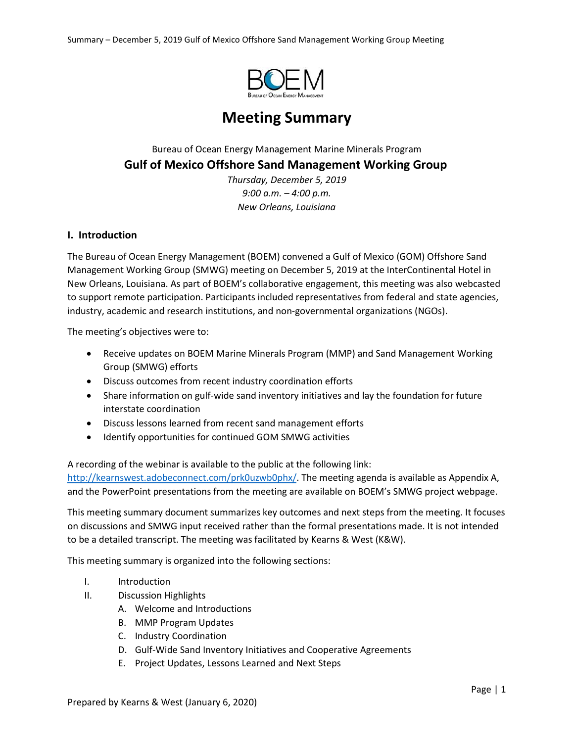# Meeting Summary

Bureau of Ocean Energy Management Marine Minerals Program

## Gulf of Mexico Offshore Sand Management Working Group

*Thursday, December 5, 2019*
*9:00 a.m. – 4:00 p.m.*
*New Orleans, Louisiana*

## I. Introduction

The Bureau of Ocean Energy Management (BOEM) convened a Gulf of Mexico (GOM) Offshore Sand Management Working Group (SMWG) meeting on December 5, 2019 at the InterContinental Hotel in New Orleans, Louisiana. As part of BOEM's collaborative engagement, this meeting was also webcasted to support remote participation. Participants included representatives from federal and state agencies, industry, academic and research institutions, and non-governmental organizations (NGOs).

The meeting's objectives were to:

- Receive updates on BOEM Marine Minerals Program (MMP) and Sand Management Working Group (SMWG) efforts
- Discuss outcomes from recent industry coordination efforts
- Share information on gulf-wide sand inventory initiatives and lay the foundation for future interstate coordination
- Discuss lessons learned from recent sand management efforts
- Identify opportunities for continued GOM SMWG activities

A recording of the webinar is available to the public at the following link: http://kearnswest.adobeconnect.com/prk0uzwb0phx/. The meeting agenda is available as Appendix A, and the PowerPoint presentations from the meeting are available on BOEM's SMWG project webpage.

This meeting summary document summarizes key outcomes and next steps from the meeting. It focuses on discussions and SMWG input received rather than the formal presentations made. It is not intended to be a detailed transcript. The meeting was facilitated by Kearns & West (K&W).

This meeting summary is organized into the following sections:

I. Introduction
II. Discussion Highlights
  A. Welcome and Introductions
  B. MMP Program Updates
  C. Industry Coordination
  D. Gulf-Wide Sand Inventory Initiatives and Cooperative Agreements
  E. Project Updates, Lessons Learned and Next Steps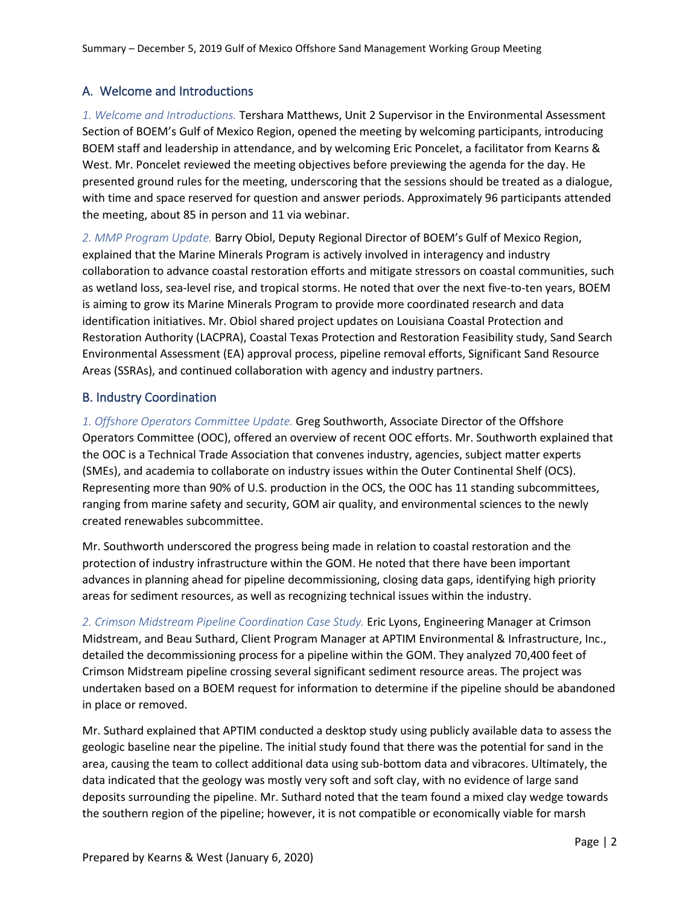## A. Welcome and Introductions

*1. Welcome and Introductions.* Tershara Matthews, Unit 2 Supervisor in the Environmental Assessment Section of BOEM's Gulf of Mexico Region, opened the meeting by welcoming participants, introducing BOEM staff and leadership in attendance, and by welcoming Eric Poncelet, a facilitator from Kearns & West. Mr. Poncelet reviewed the meeting objectives before previewing the agenda for the day. He presented ground rules for the meeting, underscoring that the sessions should be treated as a dialogue, with time and space reserved for question and answer periods. Approximately 96 participants attended the meeting, about 85 in person and 11 via webinar.

*2. MMP Program Update.* Barry Obiol, Deputy Regional Director of BOEM's Gulf of Mexico Region, explained that the Marine Minerals Program is actively involved in interagency and industry collaboration to advance coastal restoration efforts and mitigate stressors on coastal communities, such as wetland loss, sea-level rise, and tropical storms. He noted that over the next five-to-ten years, BOEM is aiming to grow its Marine Minerals Program to provide more coordinated research and data identification initiatives. Mr. Obiol shared project updates on Louisiana Coastal Protection and Restoration Authority (LACPRA), Coastal Texas Protection and Restoration Feasibility study, Sand Search Environmental Assessment (EA) approval process, pipeline removal efforts, Significant Sand Resource Areas (SSRAs), and continued collaboration with agency and industry partners.

## B. Industry Coordination

*1. Offshore Operators Committee Update.* Greg Southworth, Associate Director of the Offshore Operators Committee (OOC), offered an overview of recent OOC efforts. Mr. Southworth explained that the OOC is a Technical Trade Association that convenes industry, agencies, subject matter experts (SMEs), and academia to collaborate on industry issues within the Outer Continental Shelf (OCS). Representing more than 90% of U.S. production in the OCS, the OOC has 11 standing subcommittees, ranging from marine safety and security, GOM air quality, and environmental sciences to the newly created renewables subcommittee.

Mr. Southworth underscored the progress being made in relation to coastal restoration and the protection of industry infrastructure within the GOM. He noted that there have been important advances in planning ahead for pipeline decommissioning, closing data gaps, identifying high priority areas for sediment resources, as well as recognizing technical issues within the industry.

*2. Crimson Midstream Pipeline Coordination Case Study.* Eric Lyons, Engineering Manager at Crimson Midstream, and Beau Suthard, Client Program Manager at APTIM Environmental & Infrastructure, Inc., detailed the decommissioning process for a pipeline within the GOM. They analyzed 70,400 feet of Crimson Midstream pipeline crossing several significant sediment resource areas. The project was undertaken based on a BOEM request for information to determine if the pipeline should be abandoned in place or removed.

Mr. Suthard explained that APTIM conducted a desktop study using publicly available data to assess the geologic baseline near the pipeline. The initial study found that there was the potential for sand in the area, causing the team to collect additional data using sub-bottom data and vibracores. Ultimately, the data indicated that the geology was mostly very soft and soft clay, with no evidence of large sand deposits surrounding the pipeline. Mr. Suthard noted that the team found a mixed clay wedge towards the southern region of the pipeline; however, it is not compatible or economically viable for marsh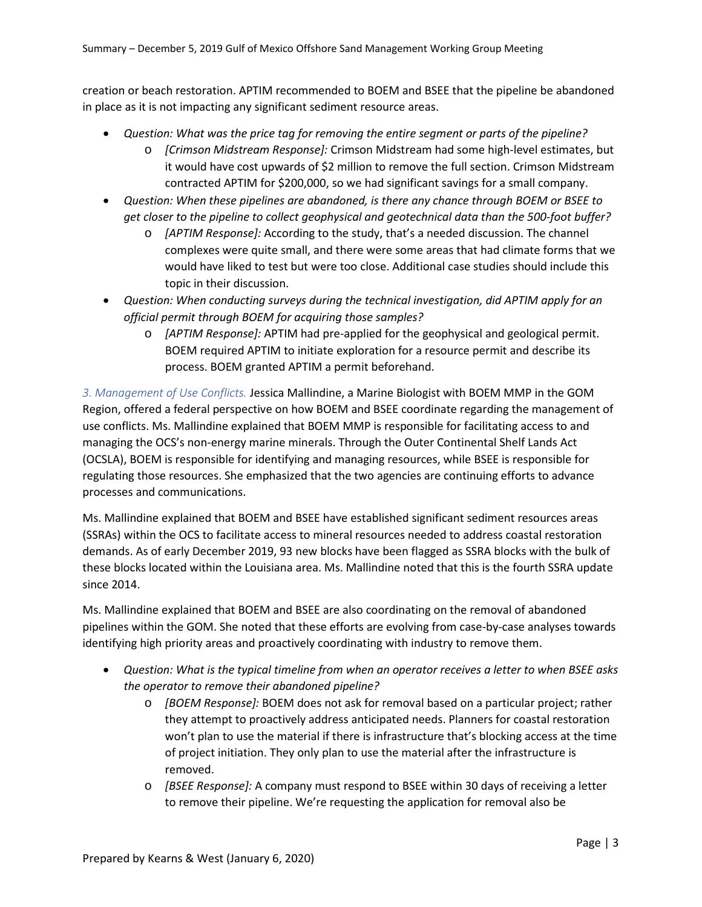creation or beach restoration. APTIM recommended to BOEM and BSEE that the pipeline be abandoned in place as it is not impacting any significant sediment resource areas.

- *Question: What was the price tag for removing the entire segment or parts of the pipeline?*
    - *[Crimson Midstream Response]:* Crimson Midstream had some high-level estimates, but it would have cost upwards of $2 million to remove the full section. Crimson Midstream contracted APTIM for $200,000, so we had significant savings for a small company.
- *Question: When these pipelines are abandoned, is there any chance through BOEM or BSEE to get closer to the pipeline to collect geophysical and geotechnical data than the 500-foot buffer?*
    - *[APTIM Response]:* According to the study, that's a needed discussion. The channel complexes were quite small, and there were some areas that had climate forms that we would have liked to test but were too close. Additional case studies should include this topic in their discussion.
- *Question: When conducting surveys during the technical investigation, did APTIM apply for an official permit through BOEM for acquiring those samples?*
    - *[APTIM Response]:* APTIM had pre-applied for the geophysical and geological permit. BOEM required APTIM to initiate exploration for a resource permit and describe its process. BOEM granted APTIM a permit beforehand.

*3. Management of Use Conflicts.* Jessica Mallindine, a Marine Biologist with BOEM MMP in the GOM Region, offered a federal perspective on how BOEM and BSEE coordinate regarding the management of use conflicts. Ms. Mallindine explained that BOEM MMP is responsible for facilitating access to and managing the OCS's non-energy marine minerals. Through the Outer Continental Shelf Lands Act (OCSLA), BOEM is responsible for identifying and managing resources, while BSEE is responsible for regulating those resources. She emphasized that the two agencies are continuing efforts to advance processes and communications.

Ms. Mallindine explained that BOEM and BSEE have established significant sediment resources areas (SSRAs) within the OCS to facilitate access to mineral resources needed to address coastal restoration demands. As of early December 2019, 93 new blocks have been flagged as SSRA blocks with the bulk of these blocks located within the Louisiana area. Ms. Mallindine noted that this is the fourth SSRA update since 2014.

Ms. Mallindine explained that BOEM and BSEE are also coordinating on the removal of abandoned pipelines within the GOM. She noted that these efforts are evolving from case-by-case analyses towards identifying high priority areas and proactively coordinating with industry to remove them.

- *Question: What is the typical timeline from when an operator receives a letter to when BSEE asks the operator to remove their abandoned pipeline?*
    - *[BOEM Response]:* BOEM does not ask for removal based on a particular project; rather they attempt to proactively address anticipated needs. Planners for coastal restoration won't plan to use the material if there is infrastructure that's blocking access at the time of project initiation. They only plan to use the material after the infrastructure is removed.
    - *[BSEE Response]:* A company must respond to BSEE within 30 days of receiving a letter to remove their pipeline. We're requesting the application for removal also be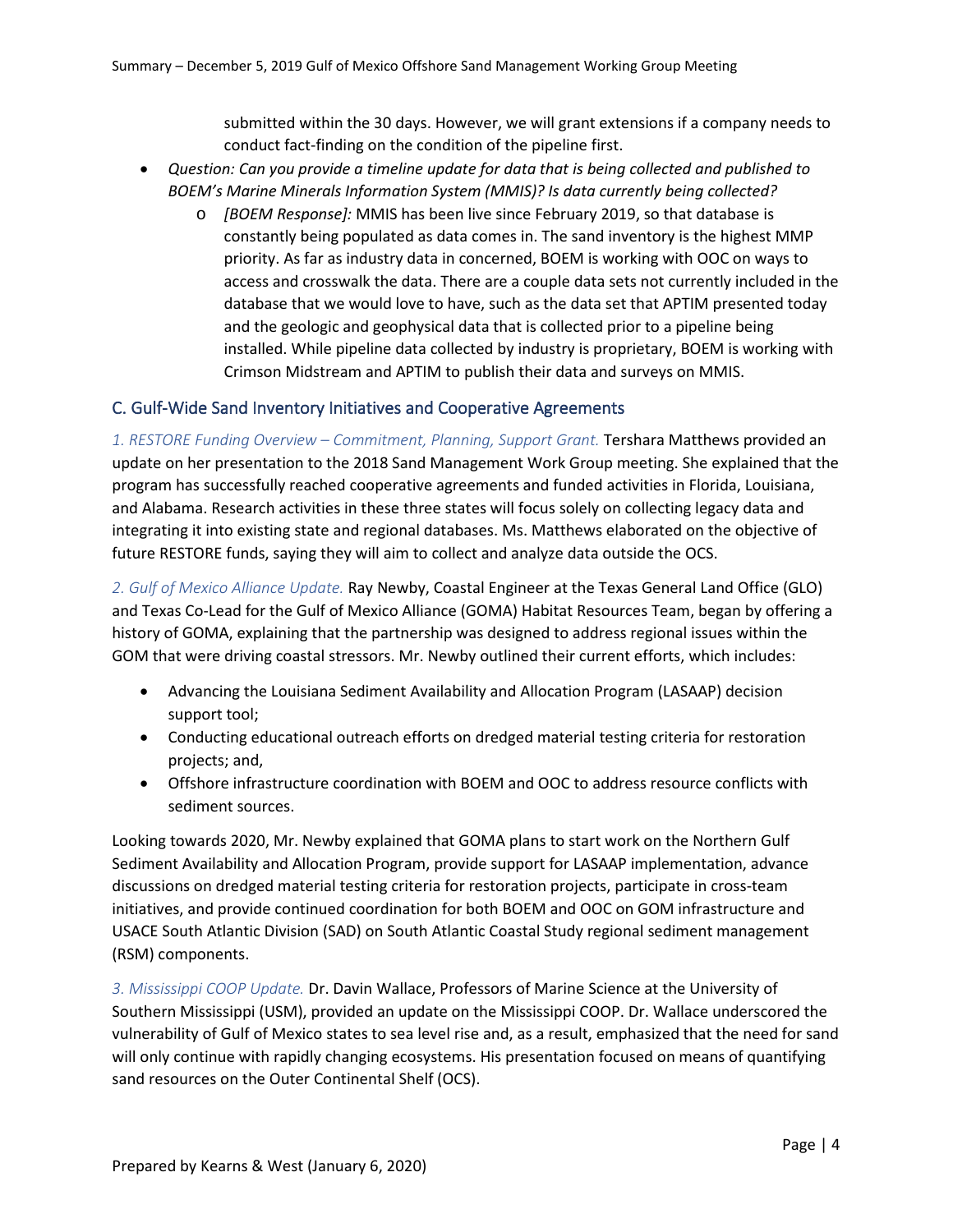submitted within the 30 days. However, we will grant extensions if a company needs to conduct fact-finding on the condition of the pipeline first.

- *Question: Can you provide a timeline update for data that is being collected and published to BOEM's Marine Minerals Information System (MMIS)? Is data currently being collected?*
    - *[BOEM Response]:* MMIS has been live since February 2019, so that database is constantly being populated as data comes in. The sand inventory is the highest MMP priority. As far as industry data in concerned, BOEM is working with OOC on ways to access and crosswalk the data. There are a couple data sets not currently included in the database that we would love to have, such as the data set that APTIM presented today and the geologic and geophysical data that is collected prior to a pipeline being installed. While pipeline data collected by industry is proprietary, BOEM is working with Crimson Midstream and APTIM to publish their data and surveys on MMIS.

## C. Gulf-Wide Sand Inventory Initiatives and Cooperative Agreements

*1. RESTORE Funding Overview – Commitment, Planning, Support Grant.* Tershara Matthews provided an update on her presentation to the 2018 Sand Management Work Group meeting. She explained that the program has successfully reached cooperative agreements and funded activities in Florida, Louisiana, and Alabama. Research activities in these three states will focus solely on collecting legacy data and integrating it into existing state and regional databases. Ms. Matthews elaborated on the objective of future RESTORE funds, saying they will aim to collect and analyze data outside the OCS.

*2. Gulf of Mexico Alliance Update.* Ray Newby, Coastal Engineer at the Texas General Land Office (GLO) and Texas Co-Lead for the Gulf of Mexico Alliance (GOMA) Habitat Resources Team, began by offering a history of GOMA, explaining that the partnership was designed to address regional issues within the GOM that were driving coastal stressors. Mr. Newby outlined their current efforts, which includes:

- Advancing the Louisiana Sediment Availability and Allocation Program (LASAAP) decision support tool;
- Conducting educational outreach efforts on dredged material testing criteria for restoration projects; and,
- Offshore infrastructure coordination with BOEM and OOC to address resource conflicts with sediment sources.

Looking towards 2020, Mr. Newby explained that GOMA plans to start work on the Northern Gulf Sediment Availability and Allocation Program, provide support for LASAAP implementation, advance discussions on dredged material testing criteria for restoration projects, participate in cross-team initiatives, and provide continued coordination for both BOEM and OOC on GOM infrastructure and USACE South Atlantic Division (SAD) on South Atlantic Coastal Study regional sediment management (RSM) components.

*3. Mississippi COOP Update.* Dr. Davin Wallace, Professors of Marine Science at the University of Southern Mississippi (USM), provided an update on the Mississippi COOP. Dr. Wallace underscored the vulnerability of Gulf of Mexico states to sea level rise and, as a result, emphasized that the need for sand will only continue with rapidly changing ecosystems. His presentation focused on means of quantifying sand resources on the Outer Continental Shelf (OCS).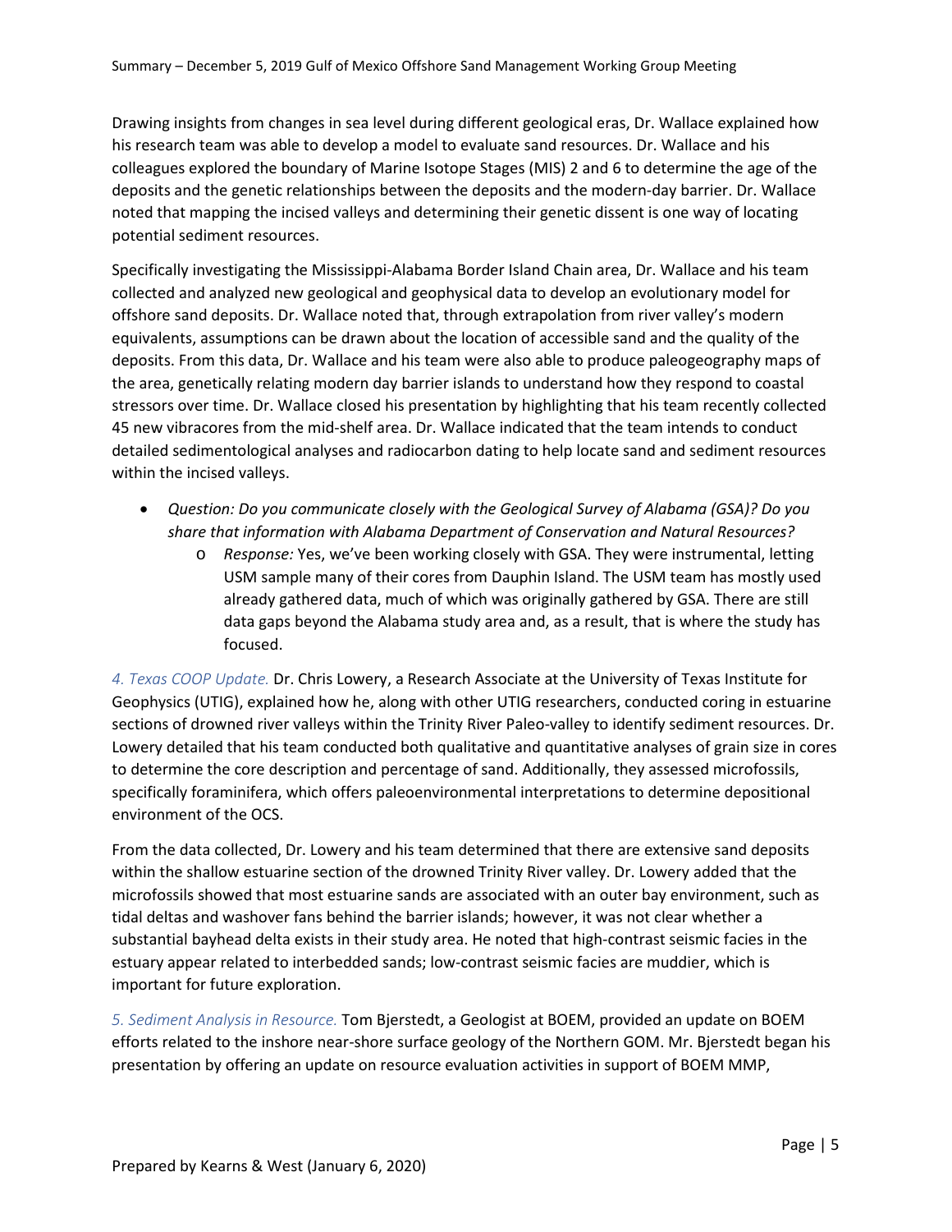Drawing insights from changes in sea level during different geological eras, Dr. Wallace explained how his research team was able to develop a model to evaluate sand resources. Dr. Wallace and his colleagues explored the boundary of Marine Isotope Stages (MIS) 2 and 6 to determine the age of the deposits and the genetic relationships between the deposits and the modern-day barrier. Dr. Wallace noted that mapping the incised valleys and determining their genetic dissent is one way of locating potential sediment resources.

Specifically investigating the Mississippi-Alabama Border Island Chain area, Dr. Wallace and his team collected and analyzed new geological and geophysical data to develop an evolutionary model for offshore sand deposits. Dr. Wallace noted that, through extrapolation from river valley's modern equivalents, assumptions can be drawn about the location of accessible sand and the quality of the deposits. From this data, Dr. Wallace and his team were also able to produce paleogeography maps of the area, genetically relating modern day barrier islands to understand how they respond to coastal stressors over time. Dr. Wallace closed his presentation by highlighting that his team recently collected 45 new vibracores from the mid-shelf area. Dr. Wallace indicated that the team intends to conduct detailed sedimentological analyses and radiocarbon dating to help locate sand and sediment resources within the incised valleys.

- *Question: Do you communicate closely with the Geological Survey of Alabama (GSA)? Do you share that information with Alabama Department of Conservation and Natural Resources?*
    - *Response:* Yes, we've been working closely with GSA. They were instrumental, letting USM sample many of their cores from Dauphin Island. The USM team has mostly used already gathered data, much of which was originally gathered by GSA. There are still data gaps beyond the Alabama study area and, as a result, that is where the study has focused.

*4. Texas COOP Update.* Dr. Chris Lowery, a Research Associate at the University of Texas Institute for Geophysics (UTIG), explained how he, along with other UTIG researchers, conducted coring in estuarine sections of drowned river valleys within the Trinity River Paleo-valley to identify sediment resources. Dr. Lowery detailed that his team conducted both qualitative and quantitative analyses of grain size in cores to determine the core description and percentage of sand. Additionally, they assessed microfossils, specifically foraminifera, which offers paleoenvironmental interpretations to determine depositional environment of the OCS.

From the data collected, Dr. Lowery and his team determined that there are extensive sand deposits within the shallow estuarine section of the drowned Trinity River valley. Dr. Lowery added that the microfossils showed that most estuarine sands are associated with an outer bay environment, such as tidal deltas and washover fans behind the barrier islands; however, it was not clear whether a substantial bayhead delta exists in their study area. He noted that high-contrast seismic facies in the estuary appear related to interbedded sands; low-contrast seismic facies are muddier, which is important for future exploration.

*5. Sediment Analysis in Resource.* Tom Bjerstedt, a Geologist at BOEM, provided an update on BOEM efforts related to the inshore near-shore surface geology of the Northern GOM. Mr. Bjerstedt began his presentation by offering an update on resource evaluation activities in support of BOEM MMP,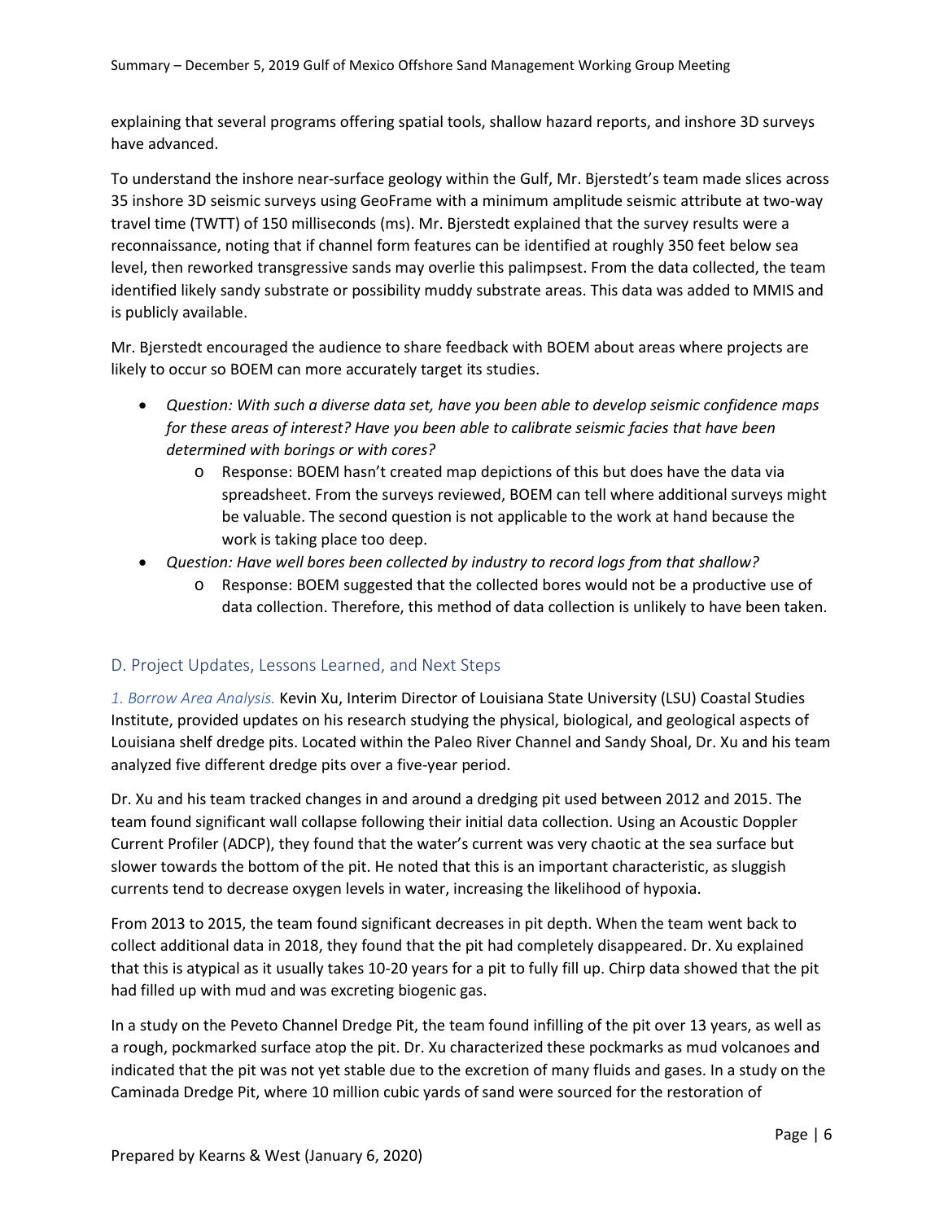explaining that several programs offering spatial tools, shallow hazard reports, and inshore 3D surveys have advanced.

To understand the inshore near-surface geology within the Gulf, Mr. Bjerstedt's team made slices across 35 inshore 3D seismic surveys using GeoFrame with a minimum amplitude seismic attribute at two-way travel time (TWTT) of 150 milliseconds (ms). Mr. Bjerstedt explained that the survey results were a reconnaissance, noting that if channel form features can be identified at roughly 350 feet below sea level, then reworked transgressive sands may overlie this palimpsest. From the data collected, the team identified likely sandy substrate or possibility muddy substrate areas. This data was added to MMIS and is publicly available.

Mr. Bjerstedt encouraged the audience to share feedback with BOEM about areas where projects are likely to occur so BOEM can more accurately target its studies.

- *Question: With such a diverse data set, have you been able to develop seismic confidence maps for these areas of interest? Have you been able to calibrate seismic facies that have been determined with borings or with cores?*
    - Response: BOEM hasn't created map depictions of this but does have the data via spreadsheet. From the surveys reviewed, BOEM can tell where additional surveys might be valuable. The second question is not applicable to the work at hand because the work is taking place too deep.
- *Question: Have well bores been collected by industry to record logs from that shallow?*
    - Response: BOEM suggested that the collected bores would not be a productive use of data collection. Therefore, this method of data collection is unlikely to have been taken.

## D. Project Updates, Lessons Learned, and Next Steps

*1. Borrow Area Analysis.* Kevin Xu, Interim Director of Louisiana State University (LSU) Coastal Studies Institute, provided updates on his research studying the physical, biological, and geological aspects of Louisiana shelf dredge pits. Located within the Paleo River Channel and Sandy Shoal, Dr. Xu and his team analyzed five different dredge pits over a five-year period.

Dr. Xu and his team tracked changes in and around a dredging pit used between 2012 and 2015. The team found significant wall collapse following their initial data collection. Using an Acoustic Doppler Current Profiler (ADCP), they found that the water's current was very chaotic at the sea surface but slower towards the bottom of the pit. He noted that this is an important characteristic, as sluggish currents tend to decrease oxygen levels in water, increasing the likelihood of hypoxia.

From 2013 to 2015, the team found significant decreases in pit depth. When the team went back to collect additional data in 2018, they found that the pit had completely disappeared. Dr. Xu explained that this is atypical as it usually takes 10-20 years for a pit to fully fill up. Chirp data showed that the pit had filled up with mud and was excreting biogenic gas.

In a study on the Peveto Channel Dredge Pit, the team found infilling of the pit over 13 years, as well as a rough, pockmarked surface atop the pit. Dr. Xu characterized these pockmarks as mud volcanoes and indicated that the pit was not yet stable due to the excretion of many fluids and gases. In a study on the Caminada Dredge Pit, where 10 million cubic yards of sand were sourced for the restoration of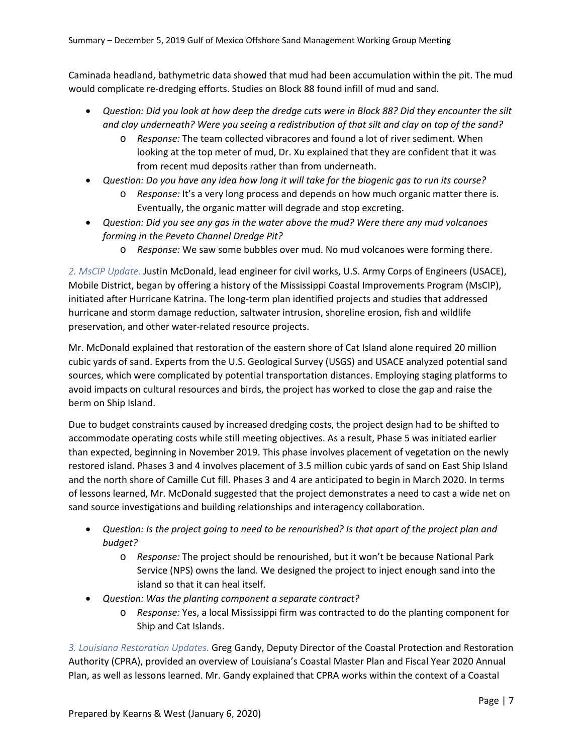Caminada headland, bathymetric data showed that mud had been accumulation within the pit. The mud would complicate re-dredging efforts. Studies on Block 88 found infill of mud and sand.

- *Question: Did you look at how deep the dredge cuts were in Block 88? Did they encounter the silt and clay underneath? Were you seeing a redistribution of that silt and clay on top of the sand?*
    - *Response:* The team collected vibracores and found a lot of river sediment. When looking at the top meter of mud, Dr. Xu explained that they are confident that it was from recent mud deposits rather than from underneath.
- *Question: Do you have any idea how long it will take for the biogenic gas to run its course?*
    - *Response:* It's a very long process and depends on how much organic matter there is. Eventually, the organic matter will degrade and stop excreting.
- *Question: Did you see any gas in the water above the mud? Were there any mud volcanoes forming in the Peveto Channel Dredge Pit?*
    - *Response:* We saw some bubbles over mud. No mud volcanoes were forming there.

*2. MsCIP Update.* Justin McDonald, lead engineer for civil works, U.S. Army Corps of Engineers (USACE), Mobile District, began by offering a history of the Mississippi Coastal Improvements Program (MsCIP), initiated after Hurricane Katrina. The long-term plan identified projects and studies that addressed hurricane and storm damage reduction, saltwater intrusion, shoreline erosion, fish and wildlife preservation, and other water-related resource projects.

Mr. McDonald explained that restoration of the eastern shore of Cat Island alone required 20 million cubic yards of sand. Experts from the U.S. Geological Survey (USGS) and USACE analyzed potential sand sources, which were complicated by potential transportation distances. Employing staging platforms to avoid impacts on cultural resources and birds, the project has worked to close the gap and raise the berm on Ship Island.

Due to budget constraints caused by increased dredging costs, the project design had to be shifted to accommodate operating costs while still meeting objectives. As a result, Phase 5 was initiated earlier than expected, beginning in November 2019. This phase involves placement of vegetation on the newly restored island. Phases 3 and 4 involves placement of 3.5 million cubic yards of sand on East Ship Island and the north shore of Camille Cut fill. Phases 3 and 4 are anticipated to begin in March 2020. In terms of lessons learned, Mr. McDonald suggested that the project demonstrates a need to cast a wide net on sand source investigations and building relationships and interagency collaboration.

- *Question: Is the project going to need to be renourished? Is that apart of the project plan and budget?*
    - *Response:* The project should be renourished, but it won't be because National Park Service (NPS) owns the land. We designed the project to inject enough sand into the island so that it can heal itself.
- *Question: Was the planting component a separate contract?*
    - *Response:* Yes, a local Mississippi firm was contracted to do the planting component for Ship and Cat Islands.

*3. Louisiana Restoration Updates.* Greg Gandy, Deputy Director of the Coastal Protection and Restoration Authority (CPRA), provided an overview of Louisiana's Coastal Master Plan and Fiscal Year 2020 Annual Plan, as well as lessons learned. Mr. Gandy explained that CPRA works within the context of a Coastal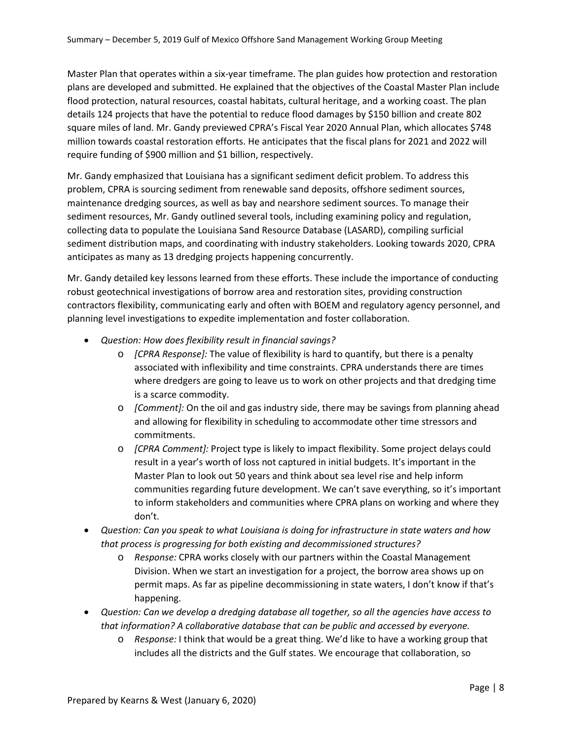Master Plan that operates within a six-year timeframe. The plan guides how protection and restoration plans are developed and submitted. He explained that the objectives of the Coastal Master Plan include flood protection, natural resources, coastal habitats, cultural heritage, and a working coast. The plan details 124 projects that have the potential to reduce flood damages by $150 billion and create 802 square miles of land. Mr. Gandy previewed CPRA's Fiscal Year 2020 Annual Plan, which allocates $748 million towards coastal restoration efforts. He anticipates that the fiscal plans for 2021 and 2022 will require funding of $900 million and $1 billion, respectively.

Mr. Gandy emphasized that Louisiana has a significant sediment deficit problem. To address this problem, CPRA is sourcing sediment from renewable sand deposits, offshore sediment sources, maintenance dredging sources, as well as bay and nearshore sediment sources. To manage their sediment resources, Mr. Gandy outlined several tools, including examining policy and regulation, collecting data to populate the Louisiana Sand Resource Database (LASARD), compiling surficial sediment distribution maps, and coordinating with industry stakeholders. Looking towards 2020, CPRA anticipates as many as 13 dredging projects happening concurrently.

Mr. Gandy detailed key lessons learned from these efforts. These include the importance of conducting robust geotechnical investigations of borrow area and restoration sites, providing construction contractors flexibility, communicating early and often with BOEM and regulatory agency personnel, and planning level investigations to expedite implementation and foster collaboration.

- *Question: How does flexibility result in financial savings?*
    - *[CPRA Response]:* The value of flexibility is hard to quantify, but there is a penalty associated with inflexibility and time constraints. CPRA understands there are times where dredgers are going to leave us to work on other projects and that dredging time is a scarce commodity.
    - *[Comment]:* On the oil and gas industry side, there may be savings from planning ahead and allowing for flexibility in scheduling to accommodate other time stressors and commitments.
    - *[CPRA Comment]:* Project type is likely to impact flexibility. Some project delays could result in a year's worth of loss not captured in initial budgets. It's important in the Master Plan to look out 50 years and think about sea level rise and help inform communities regarding future development. We can't save everything, so it's important to inform stakeholders and communities where CPRA plans on working and where they don't.
- *Question: Can you speak to what Louisiana is doing for infrastructure in state waters and how that process is progressing for both existing and decommissioned structures?*
    - *Response:* CPRA works closely with our partners within the Coastal Management Division. When we start an investigation for a project, the borrow area shows up on permit maps. As far as pipeline decommissioning in state waters, I don't know if that's happening.
- *Question: Can we develop a dredging database all together, so all the agencies have access to that information? A collaborative database that can be public and accessed by everyone.*
    - *Response:* I think that would be a great thing. We'd like to have a working group that includes all the districts and the Gulf states. We encourage that collaboration, so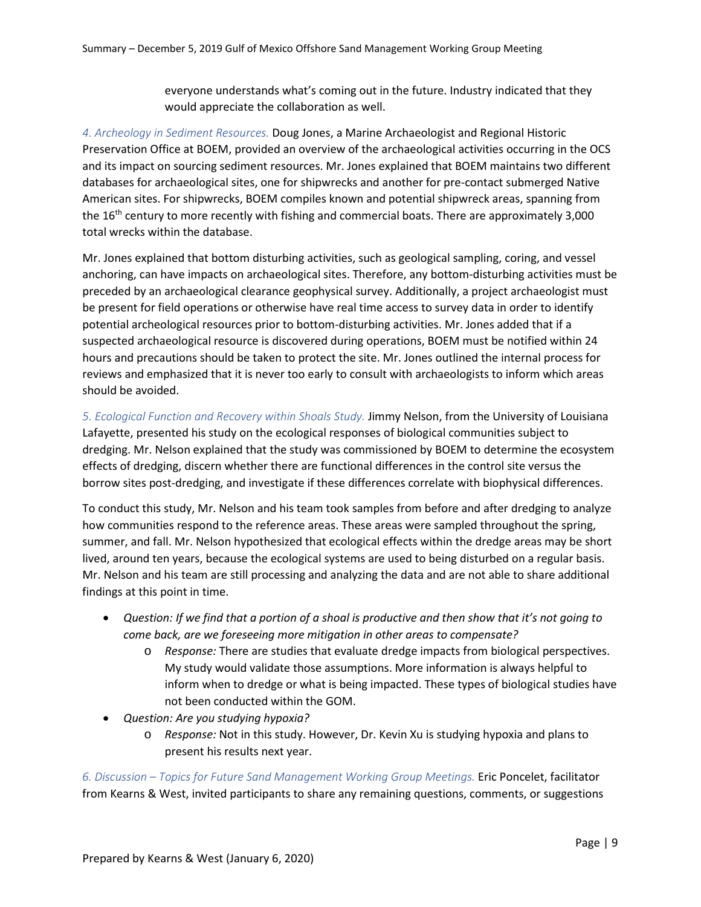everyone understands what's coming out in the future. Industry indicated that they would appreciate the collaboration as well.

*4. Archeology in Sediment Resources.* Doug Jones, a Marine Archaeologist and Regional Historic Preservation Office at BOEM, provided an overview of the archaeological activities occurring in the OCS and its impact on sourcing sediment resources. Mr. Jones explained that BOEM maintains two different databases for archaeological sites, one for shipwrecks and another for pre-contact submerged Native American sites. For shipwrecks, BOEM compiles known and potential shipwreck areas, spanning from the 16th century to more recently with fishing and commercial boats. There are approximately 3,000 total wrecks within the database.

Mr. Jones explained that bottom disturbing activities, such as geological sampling, coring, and vessel anchoring, can have impacts on archaeological sites. Therefore, any bottom-disturbing activities must be preceded by an archaeological clearance geophysical survey. Additionally, a project archaeologist must be present for field operations or otherwise have real time access to survey data in order to identify potential archeological resources prior to bottom-disturbing activities. Mr. Jones added that if a suspected archaeological resource is discovered during operations, BOEM must be notified within 24 hours and precautions should be taken to protect the site. Mr. Jones outlined the internal process for reviews and emphasized that it is never too early to consult with archaeologists to inform which areas should be avoided.

*5. Ecological Function and Recovery within Shoals Study.* Jimmy Nelson, from the University of Louisiana Lafayette, presented his study on the ecological responses of biological communities subject to dredging. Mr. Nelson explained that the study was commissioned by BOEM to determine the ecosystem effects of dredging, discern whether there are functional differences in the control site versus the borrow sites post-dredging, and investigate if these differences correlate with biophysical differences.

To conduct this study, Mr. Nelson and his team took samples from before and after dredging to analyze how communities respond to the reference areas. These areas were sampled throughout the spring, summer, and fall. Mr. Nelson hypothesized that ecological effects within the dredge areas may be short lived, around ten years, because the ecological systems are used to being disturbed on a regular basis. Mr. Nelson and his team are still processing and analyzing the data and are not able to share additional findings at this point in time.

- *Question: If we find that a portion of a shoal is productive and then show that it's not going to come back, are we foreseeing more mitigation in other areas to compensate?*
  - *Response:* There are studies that evaluate dredge impacts from biological perspectives. My study would validate those assumptions. More information is always helpful to inform when to dredge or what is being impacted. These types of biological studies have not been conducted within the GOM.
- *Question: Are you studying hypoxia?*
  - *Response:* Not in this study. However, Dr. Kevin Xu is studying hypoxia and plans to present his results next year.

*6. Discussion – Topics for Future Sand Management Working Group Meetings.* Eric Poncelet, facilitator from Kearns & West, invited participants to share any remaining questions, comments, or suggestions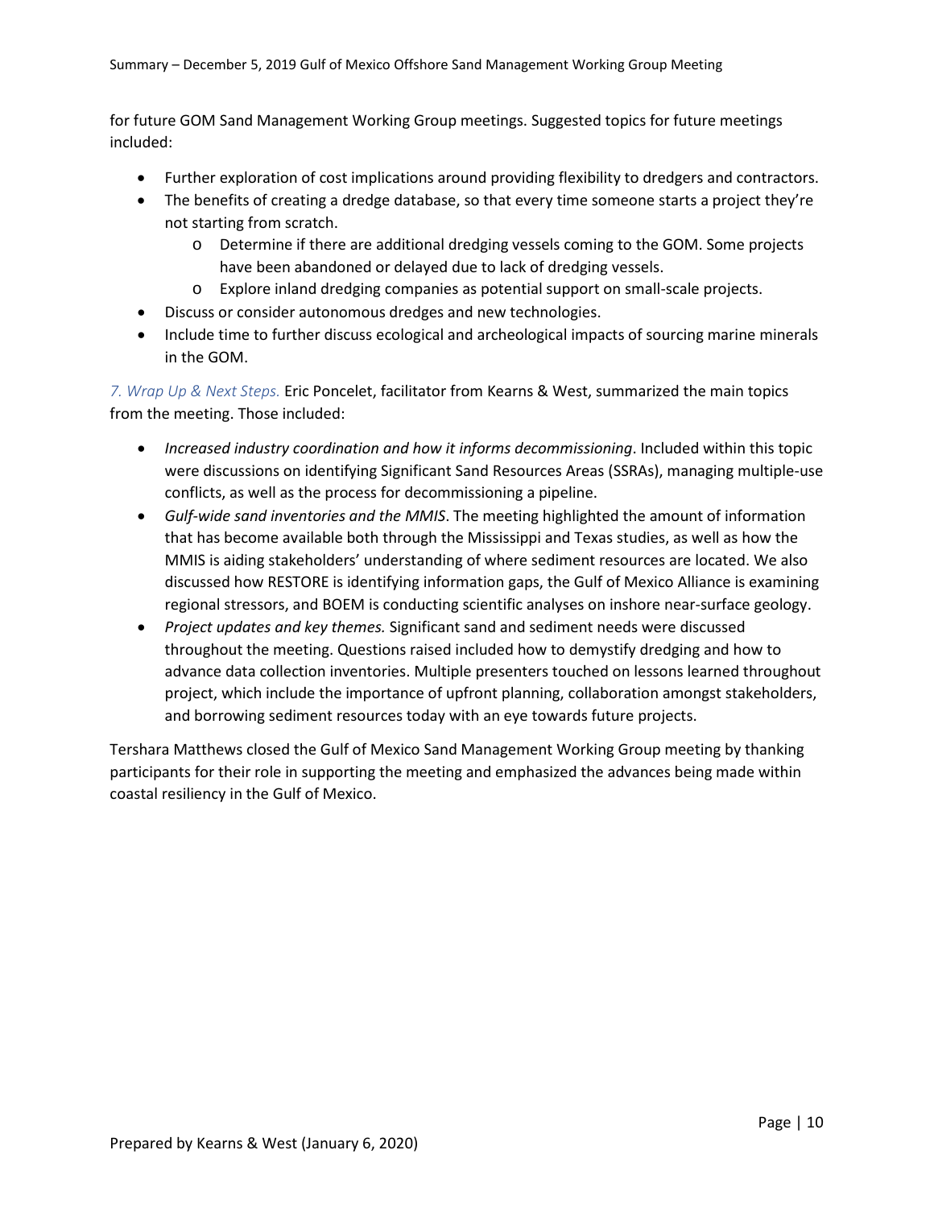for future GOM Sand Management Working Group meetings. Suggested topics for future meetings included:

- Further exploration of cost implications around providing flexibility to dredgers and contractors.
- The benefits of creating a dredge database, so that every time someone starts a project they're not starting from scratch.
  - Determine if there are additional dredging vessels coming to the GOM. Some projects have been abandoned or delayed due to lack of dredging vessels.
  - Explore inland dredging companies as potential support on small-scale projects.
- Discuss or consider autonomous dredges and new technologies.
- Include time to further discuss ecological and archeological impacts of sourcing marine minerals in the GOM.

*7. Wrap Up & Next Steps.* Eric Poncelet, facilitator from Kearns & West, summarized the main topics from the meeting. Those included:

- *Increased industry coordination and how it informs decommissioning*. Included within this topic were discussions on identifying Significant Sand Resources Areas (SSRAs), managing multiple-use conflicts, as well as the process for decommissioning a pipeline.
- *Gulf-wide sand inventories and the MMIS*. The meeting highlighted the amount of information that has become available both through the Mississippi and Texas studies, as well as how the MMIS is aiding stakeholders' understanding of where sediment resources are located. We also discussed how RESTORE is identifying information gaps, the Gulf of Mexico Alliance is examining regional stressors, and BOEM is conducting scientific analyses on inshore near-surface geology.
- *Project updates and key themes.* Significant sand and sediment needs were discussed throughout the meeting. Questions raised included how to demystify dredging and how to advance data collection inventories. Multiple presenters touched on lessons learned throughout project, which include the importance of upfront planning, collaboration amongst stakeholders, and borrowing sediment resources today with an eye towards future projects.

Tershara Matthews closed the Gulf of Mexico Sand Management Working Group meeting by thanking participants for their role in supporting the meeting and emphasized the advances being made within coastal resiliency in the Gulf of Mexico.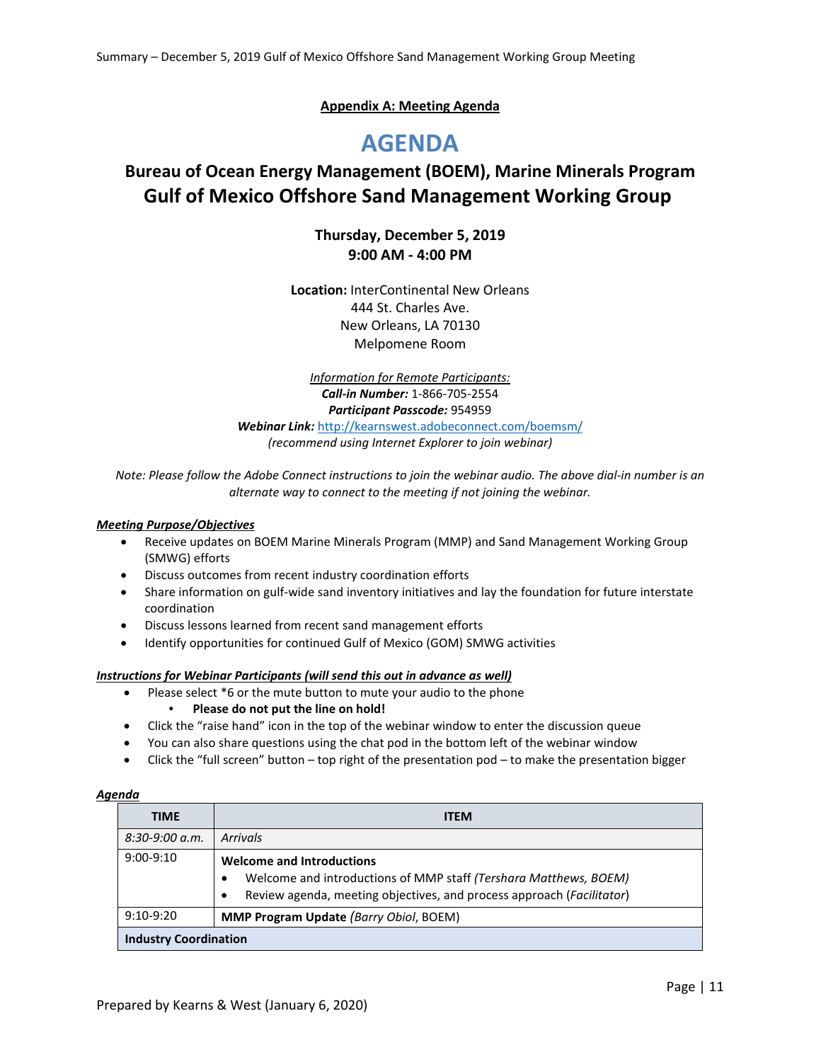## Appendix A: Meeting Agenda

# AGENDA

## Bureau of Ocean Energy Management (BOEM), Marine Minerals Program
## Gulf of Mexico Offshore Sand Management Working Group

**Thursday, December 5, 2019**
**9:00 AM - 4:00 PM**

**Location:** InterContinental New Orleans
444 St. Charles Ave.
New Orleans, LA 70130
Melpomene Room

*Information for Remote Participants:*
***Call-in Number:*** 1-866-705-2554
***Participant Passcode:*** 954959
***Webinar Link:*** http://kearnswest.adobeconnect.com/boemsm/
*(recommend using Internet Explorer to join webinar)*

*Note: Please follow the Adobe Connect instructions to join the webinar audio. The above dial-in number is an alternate way to connect to the meeting if not joining the webinar.*

***Meeting Purpose/Objectives***

- Receive updates on BOEM Marine Minerals Program (MMP) and Sand Management Working Group (SMWG) efforts
- Discuss outcomes from recent industry coordination efforts
- Share information on gulf-wide sand inventory initiatives and lay the foundation for future interstate coordination
- Discuss lessons learned from recent sand management efforts
- Identify opportunities for continued Gulf of Mexico (GOM) SMWG activities

***Instructions for Webinar Participants (will send this out in advance as well)***

- Please select *6 or the mute button to mute your audio to the phone
  - **Please do not put the line on hold!**
- Click the "raise hand" icon in the top of the webinar window to enter the discussion queue
- You can also share questions using the chat pod in the bottom left of the webinar window
- Click the "full screen" button – top right of the presentation pod – to make the presentation bigger

***Agenda***

| TIME | ITEM |
|---|---|
| *8:30-9:00 a.m.* | *Arrivals* |
| 9:00-9:10 | **Welcome and Introductions**<br>• Welcome and introductions of MMP staff *(Tershara Matthews, BOEM)*<br>• Review agenda, meeting objectives, and process approach (*Facilitator*) |
| 9:10-9:20 | **MMP Program Update** *(Barry Obiol*, BOEM) |
| **Industry Coordination** | |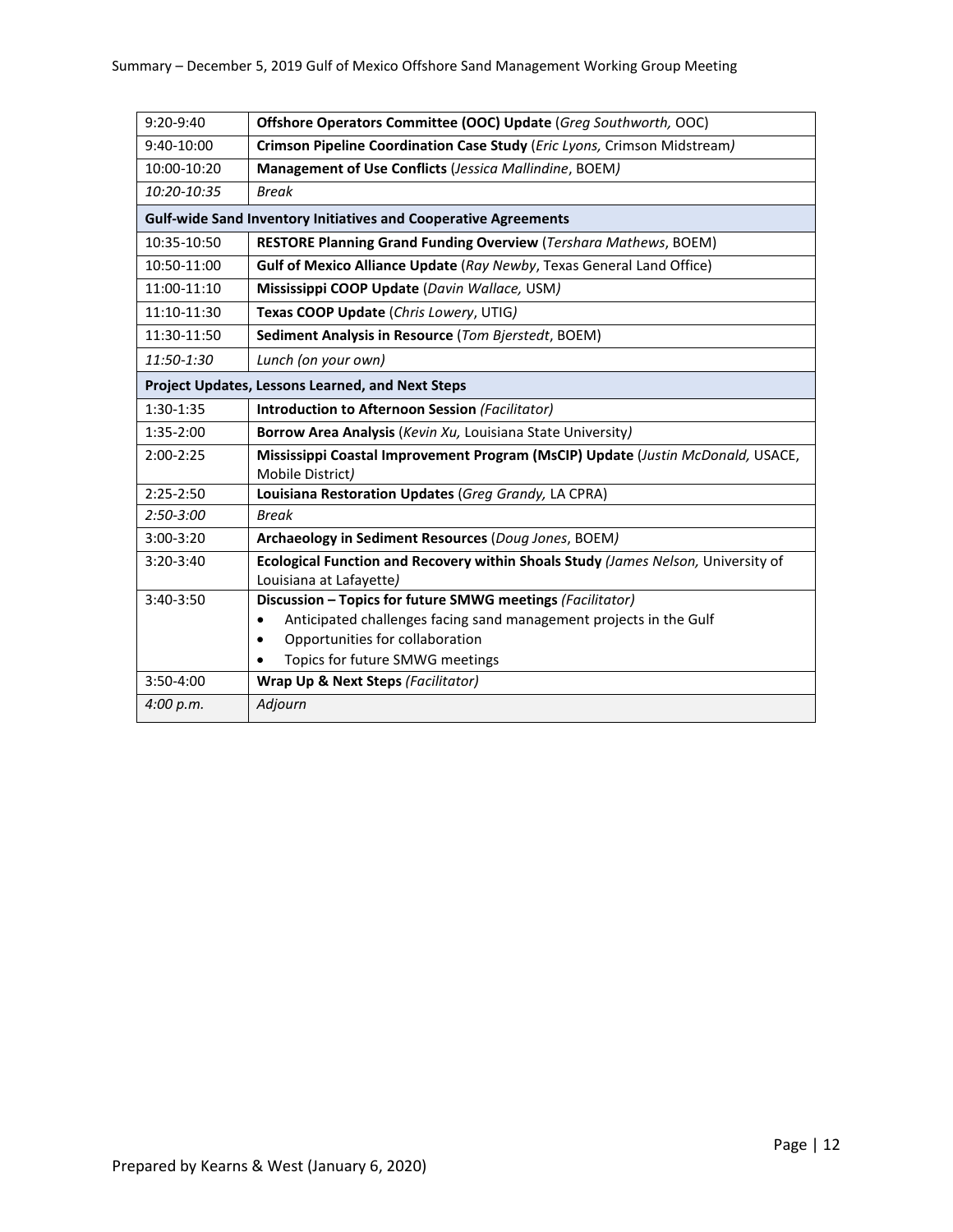| | |
|---|---|
| 9:20-9:40 | **Offshore Operators Committee (OOC) Update** (*Greg Southworth,* OOC) |
| 9:40-10:00 | **Crimson Pipeline Coordination Case Study** (*Eric Lyons,* Crimson Midstream*)* |
| 10:00-10:20 | **Management of Use Conflicts** (*Jessica Mallindine*, BOEM*)* |
| *10:20-10:35* | *Break* |
| **Gulf-wide Sand Inventory Initiatives and Cooperative Agreements** | |
| 10:35-10:50 | **RESTORE Planning Grand Funding Overview** (*Tershara Mathews*, BOEM) |
| 10:50-11:00 | **Gulf of Mexico Alliance Update** (*Ray Newby*, Texas General Land Office) |
| 11:00-11:10 | **Mississippi COOP Update** (*Davin Wallace,* USM*)* |
| 11:10-11:30 | **Texas COOP Update** (*Chris Lowery*, UTIG*)* |
| 11:30-11:50 | **Sediment Analysis in Resource** (*Tom Bjerstedt*, BOEM) |
| *11:50-1:30* | *Lunch (on your own)* |
| **Project Updates, Lessons Learned, and Next Steps** | |
| 1:30-1:35 | **Introduction to Afternoon Session** *(Facilitator)* |
| 1:35-2:00 | **Borrow Area Analysis** (*Kevin Xu,* Louisiana State University*)* |
| 2:00-2:25 | **Mississippi Coastal Improvement Program (MsCIP) Update** (*Justin McDonald,* USACE, Mobile District*)* |
| 2:25-2:50 | **Louisiana Restoration Updates** (*Greg Grandy,* LA CPRA) |
| *2:50-3:00* | *Break* |
| 3:00-3:20 | **Archaeology in Sediment Resources** (*Doug Jones*, BOEM*)* |
| 3:20-3:40 | **Ecological Function and Recovery within Shoals Study** *(James Nelson,* University of Louisiana at Lafayette*)* |
| 3:40-3:50 | **Discussion – Topics for future SMWG meetings** *(Facilitator)*<br>• Anticipated challenges facing sand management projects in the Gulf<br>• Opportunities for collaboration<br>• Topics for future SMWG meetings |
| 3:50-4:00 | **Wrap Up & Next Steps** *(Facilitator)* |
| *4:00 p.m.* | *Adjourn* |